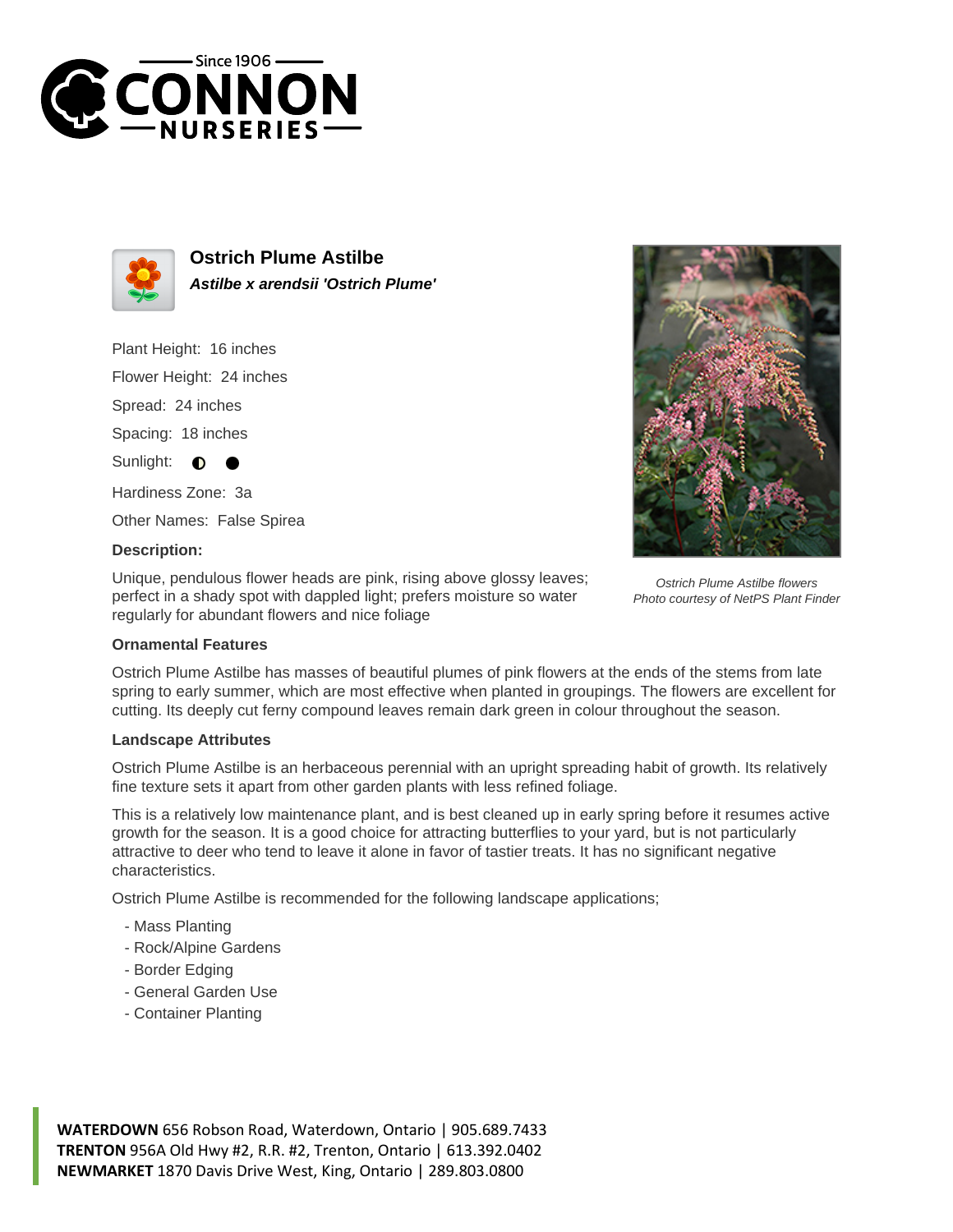# Ostrich Plume Astilbe

***Astilbe x arendsii 'Ostrich Plume'***

Plant Height: 16 inches

Flower Height: 24 inches

Spread: 24 inches

Spacing: 18 inches

Sunlight: ◐ ●

Hardiness Zone: 3a

Other Names: False Spirea

**Description:**

Unique, pendulous flower heads are pink, rising above glossy leaves; perfect in a shady spot with dappled light; prefers moisture so water regularly for abundant flowers and nice foliage

*Ostrich Plume Astilbe flowers*
*Photo courtesy of NetPS Plant Finder*

### Ornamental Features

Ostrich Plume Astilbe has masses of beautiful plumes of pink flowers at the ends of the stems from late spring to early summer, which are most effective when planted in groupings. The flowers are excellent for cutting. Its deeply cut ferny compound leaves remain dark green in colour throughout the season.

### Landscape Attributes

Ostrich Plume Astilbe is an herbaceous perennial with an upright spreading habit of growth. Its relatively fine texture sets it apart from other garden plants with less refined foliage.

This is a relatively low maintenance plant, and is best cleaned up in early spring before it resumes active growth for the season. It is a good choice for attracting butterflies to your yard, but is not particularly attractive to deer who tend to leave it alone in favor of tastier treats. It has no significant negative characteristics.

Ostrich Plume Astilbe is recommended for the following landscape applications;

- Mass Planting
- Rock/Alpine Gardens
- Border Edging
- General Garden Use
- Container Planting

**WATERDOWN** 656 Robson Road, Waterdown, Ontario | 905.689.7433
**TRENTON** 956A Old Hwy #2, R.R. #2, Trenton, Ontario | 613.392.0402
**NEWMARKET** 1870 Davis Drive West, King, Ontario | 289.803.0800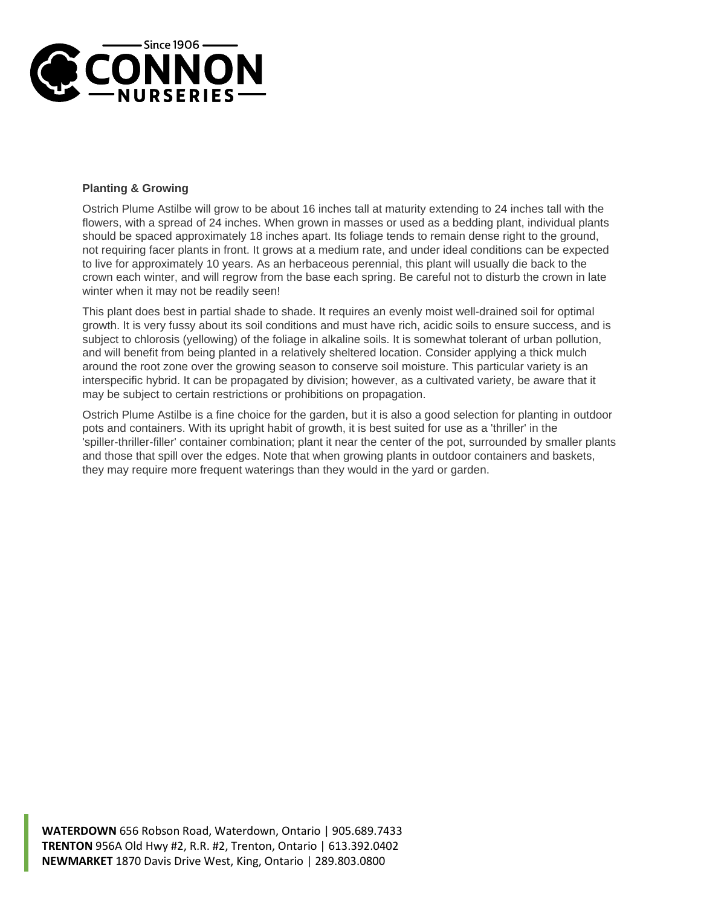### Planting & Growing

Ostrich Plume Astilbe will grow to be about 16 inches tall at maturity extending to 24 inches tall with the flowers, with a spread of 24 inches. When grown in masses or used as a bedding plant, individual plants should be spaced approximately 18 inches apart. Its foliage tends to remain dense right to the ground, not requiring facer plants in front. It grows at a medium rate, and under ideal conditions can be expected to live for approximately 10 years. As an herbaceous perennial, this plant will usually die back to the crown each winter, and will regrow from the base each spring. Be careful not to disturb the crown in late winter when it may not be readily seen!

This plant does best in partial shade to shade. It requires an evenly moist well-drained soil for optimal growth. It is very fussy about its soil conditions and must have rich, acidic soils to ensure success, and is subject to chlorosis (yellowing) of the foliage in alkaline soils. It is somewhat tolerant of urban pollution, and will benefit from being planted in a relatively sheltered location. Consider applying a thick mulch around the root zone over the growing season to conserve soil moisture. This particular variety is an interspecific hybrid. It can be propagated by division; however, as a cultivated variety, be aware that it may be subject to certain restrictions or prohibitions on propagation.

Ostrich Plume Astilbe is a fine choice for the garden, but it is also a good selection for planting in outdoor pots and containers. With its upright habit of growth, it is best suited for use as a 'thriller' in the 'spiller-thriller-filler' container combination; plant it near the center of the pot, surrounded by smaller plants and those that spill over the edges. Note that when growing plants in outdoor containers and baskets, they may require more frequent waterings than they would in the yard or garden.